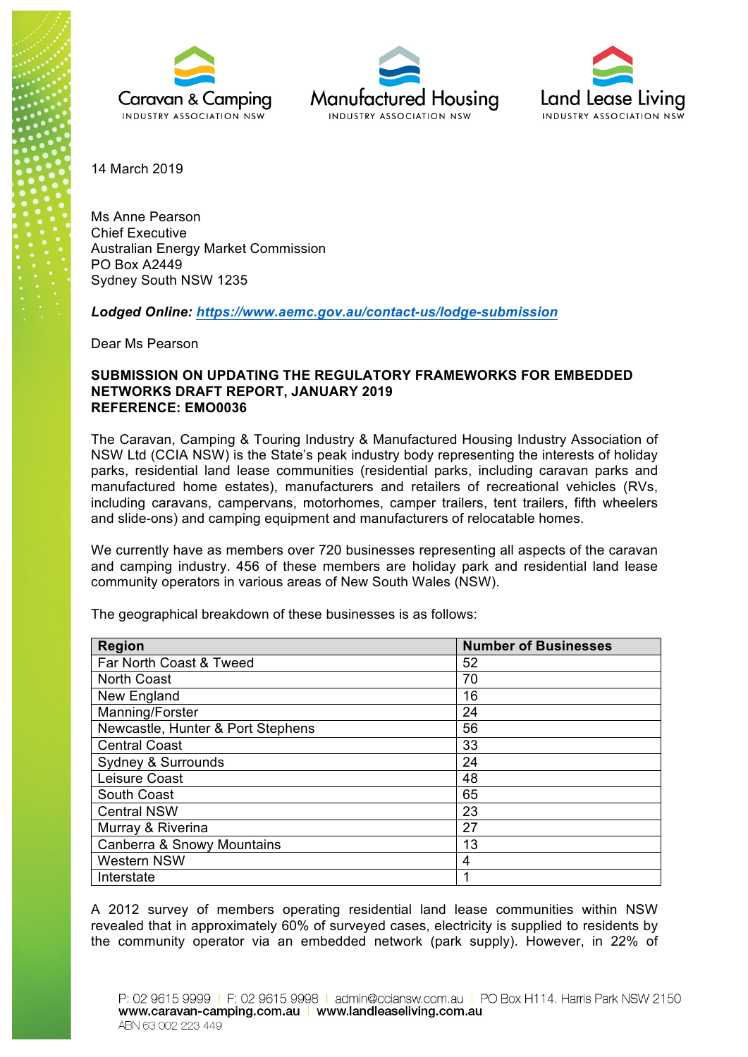Caravan & Camping INDUSTRY ASSOCIATION NSW | Manufactured Housing INDUSTRY ASSOCIATION NSW | Land Lease Living INDUSTRY ASSOCIATION NSW

14 March 2019

Ms Anne Pearson
Chief Executive
Australian Energy Market Commission
PO Box A2449
Sydney South NSW 1235

***Lodged Online: https://www.aemc.gov.au/contact-us/lodge-submission***

Dear Ms Pearson

**SUBMISSION ON UPDATING THE REGULATORY FRAMEWORKS FOR EMBEDDED NETWORKS DRAFT REPORT, JANUARY 2019**
**REFERENCE: EMO0036**

The Caravan, Camping & Touring Industry & Manufactured Housing Industry Association of NSW Ltd (CCIA NSW) is the State's peak industry body representing the interests of holiday parks, residential land lease communities (residential parks, including caravan parks and manufactured home estates), manufacturers and retailers of recreational vehicles (RVs, including caravans, campervans, motorhomes, camper trailers, tent trailers, fifth wheelers and slide-ons) and camping equipment and manufacturers of relocatable homes.

We currently have as members over 720 businesses representing all aspects of the caravan and camping industry. 456 of these members are holiday park and residential land lease community operators in various areas of New South Wales (NSW).

The geographical breakdown of these businesses is as follows:

| Region | Number of Businesses |
|---|---|
| Far North Coast & Tweed | 52 |
| North Coast | 70 |
| New England | 16 |
| Manning/Forster | 24 |
| Newcastle, Hunter & Port Stephens | 56 |
| Central Coast | 33 |
| Sydney & Surrounds | 24 |
| Leisure Coast | 48 |
| South Coast | 65 |
| Central NSW | 23 |
| Murray & Riverina | 27 |
| Canberra & Snowy Mountains | 13 |
| Western NSW | 4 |
| Interstate | 1 |

A 2012 survey of members operating residential land lease communities within NSW revealed that in approximately 60% of surveyed cases, electricity is supplied to residents by the community operator via an embedded network (park supply). However, in 22% of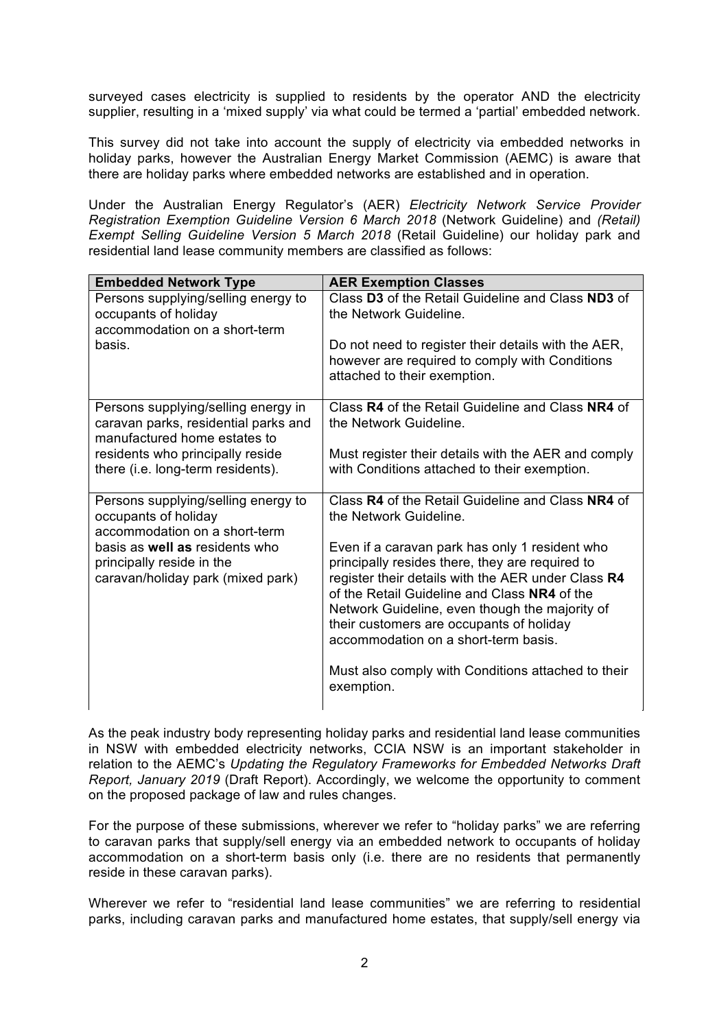surveyed cases electricity is supplied to residents by the operator AND the electricity supplier, resulting in a 'mixed supply' via what could be termed a 'partial' embedded network.

This survey did not take into account the supply of electricity via embedded networks in holiday parks, however the Australian Energy Market Commission (AEMC) is aware that there are holiday parks where embedded networks are established and in operation.

Under the Australian Energy Regulator's (AER) *Electricity Network Service Provider Registration Exemption Guideline Version 6 March 2018* (Network Guideline) and *(Retail) Exempt Selling Guideline Version 5 March 2018* (Retail Guideline) our holiday park and residential land lease community members are classified as follows:

| Embedded Network Type | AER Exemption Classes |
|---|---|
| Persons supplying/selling energy to occupants of holiday accommodation on a short-term basis. | Class **D3** of the Retail Guideline and Class **ND3** of the Network Guideline.<br><br>Do not need to register their details with the AER, however are required to comply with Conditions attached to their exemption. |
| Persons supplying/selling energy in caravan parks, residential parks and manufactured home estates to residents who principally reside there (i.e. long-term residents). | Class **R4** of the Retail Guideline and Class **NR4** of the Network Guideline.<br><br>Must register their details with the AER and comply with Conditions attached to their exemption. |
| Persons supplying/selling energy to occupants of holiday accommodation on a short-term basis as **well as** residents who principally reside in the caravan/holiday park (mixed park) | Class **R4** of the Retail Guideline and Class **NR4** of the Network Guideline.<br><br>Even if a caravan park has only 1 resident who principally resides there, they are required to register their details with the AER under Class **R4** of the Retail Guideline and Class **NR4** of the Network Guideline, even though the majority of their customers are occupants of holiday accommodation on a short-term basis.<br><br>Must also comply with Conditions attached to their exemption. |

As the peak industry body representing holiday parks and residential land lease communities in NSW with embedded electricity networks, CCIA NSW is an important stakeholder in relation to the AEMC's *Updating the Regulatory Frameworks for Embedded Networks Draft Report, January 2019* (Draft Report). Accordingly, we welcome the opportunity to comment on the proposed package of law and rules changes.

For the purpose of these submissions, wherever we refer to "holiday parks" we are referring to caravan parks that supply/sell energy via an embedded network to occupants of holiday accommodation on a short-term basis only (i.e. there are no residents that permanently reside in these caravan parks).

Wherever we refer to "residential land lease communities" we are referring to residential parks, including caravan parks and manufactured home estates, that supply/sell energy via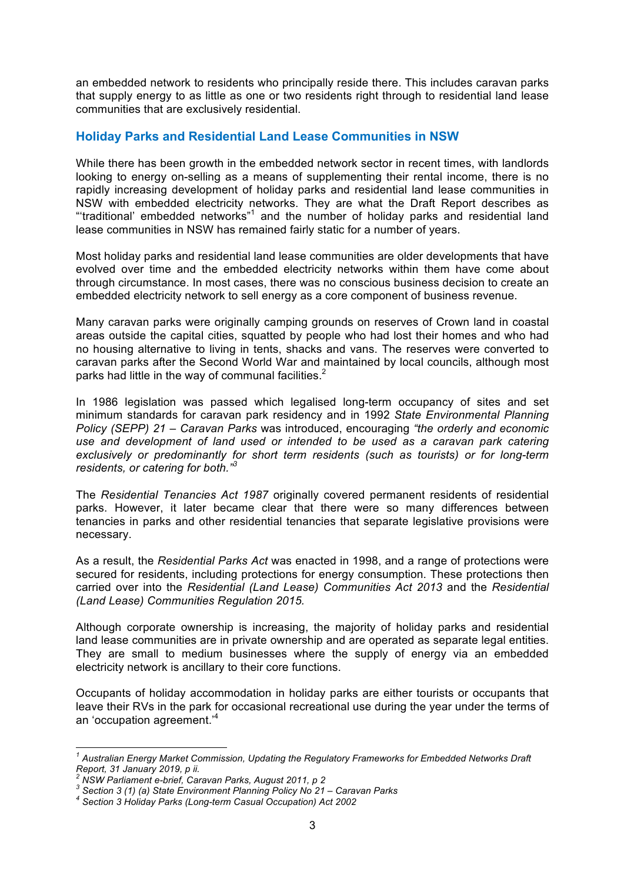an embedded network to residents who principally reside there. This includes caravan parks that supply energy to as little as one or two residents right through to residential land lease communities that are exclusively residential.

## Holiday Parks and Residential Land Lease Communities in NSW

While there has been growth in the embedded network sector in recent times, with landlords looking to energy on-selling as a means of supplementing their rental income, there is no rapidly increasing development of holiday parks and residential land lease communities in NSW with embedded electricity networks. They are what the Draft Report describes as "'traditional' embedded networks"[1] and the number of holiday parks and residential land lease communities in NSW has remained fairly static for a number of years.

Most holiday parks and residential land lease communities are older developments that have evolved over time and the embedded electricity networks within them have come about through circumstance. In most cases, there was no conscious business decision to create an embedded electricity network to sell energy as a core component of business revenue.

Many caravan parks were originally camping grounds on reserves of Crown land in coastal areas outside the capital cities, squatted by people who had lost their homes and who had no housing alternative to living in tents, shacks and vans. The reserves were converted to caravan parks after the Second World War and maintained by local councils, although most parks had little in the way of communal facilities.[2]

In 1986 legislation was passed which legalised long-term occupancy of sites and set minimum standards for caravan park residency and in 1992 *State Environmental Planning Policy (SEPP) 21 – Caravan Parks* was introduced, encouraging *"the orderly and economic use and development of land used or intended to be used as a caravan park catering exclusively or predominantly for short term residents (such as tourists) or for long-term residents, or catering for both."*[3]

The *Residential Tenancies Act 1987* originally covered permanent residents of residential parks. However, it later became clear that there were so many differences between tenancies in parks and other residential tenancies that separate legislative provisions were necessary.

As a result, the *Residential Parks Act* was enacted in 1998, and a range of protections were secured for residents, including protections for energy consumption. These protections then carried over into the *Residential (Land Lease) Communities Act 2013* and the *Residential (Land Lease) Communities Regulation 2015.*

Although corporate ownership is increasing, the majority of holiday parks and residential land lease communities are in private ownership and are operated as separate legal entities. They are small to medium businesses where the supply of energy via an embedded electricity network is ancillary to their core functions.

Occupants of holiday accommodation in holiday parks are either tourists or occupants that leave their RVs in the park for occasional recreational use during the year under the terms of an 'occupation agreement.'[4]

---

[1] *Australian Energy Market Commission, Updating the Regulatory Frameworks for Embedded Networks Draft Report, 31 January 2019, p ii.*

[2] *NSW Parliament e-brief, Caravan Parks, August 2011, p 2*

[3] *Section 3 (1) (a) State Environment Planning Policy No 21 – Caravan Parks*

[4] *Section 3 Holiday Parks (Long-term Casual Occupation) Act 2002*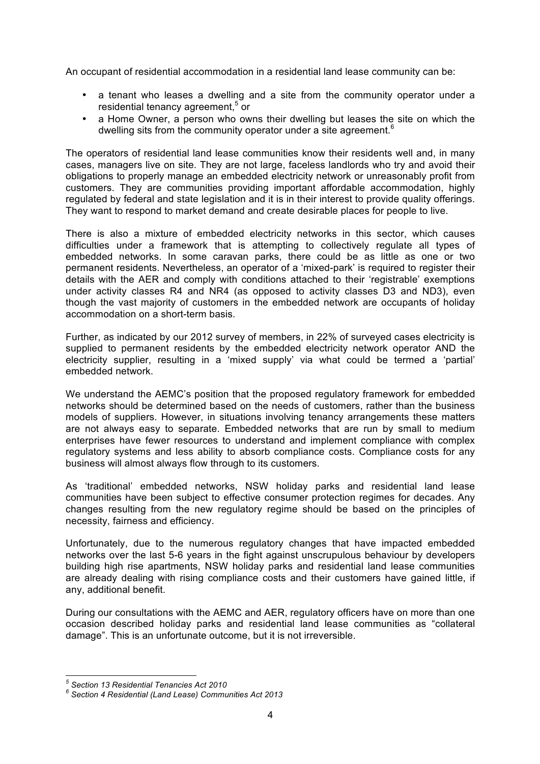An occupant of residential accommodation in a residential land lease community can be:

- a tenant who leases a dwelling and a site from the community operator under a residential tenancy agreement,[5] or
- a Home Owner, a person who owns their dwelling but leases the site on which the dwelling sits from the community operator under a site agreement.[6]

The operators of residential land lease communities know their residents well and, in many cases, managers live on site. They are not large, faceless landlords who try and avoid their obligations to properly manage an embedded electricity network or unreasonably profit from customers. They are communities providing important affordable accommodation, highly regulated by federal and state legislation and it is in their interest to provide quality offerings. They want to respond to market demand and create desirable places for people to live.

There is also a mixture of embedded electricity networks in this sector, which causes difficulties under a framework that is attempting to collectively regulate all types of embedded networks. In some caravan parks, there could be as little as one or two permanent residents. Nevertheless, an operator of a 'mixed-park' is required to register their details with the AER and comply with conditions attached to their 'registrable' exemptions under activity classes R4 and NR4 (as opposed to activity classes D3 and ND3), even though the vast majority of customers in the embedded network are occupants of holiday accommodation on a short-term basis.

Further, as indicated by our 2012 survey of members, in 22% of surveyed cases electricity is supplied to permanent residents by the embedded electricity network operator AND the electricity supplier, resulting in a 'mixed supply' via what could be termed a 'partial' embedded network.

We understand the AEMC's position that the proposed regulatory framework for embedded networks should be determined based on the needs of customers, rather than the business models of suppliers. However, in situations involving tenancy arrangements these matters are not always easy to separate. Embedded networks that are run by small to medium enterprises have fewer resources to understand and implement compliance with complex regulatory systems and less ability to absorb compliance costs. Compliance costs for any business will almost always flow through to its customers.

As 'traditional' embedded networks, NSW holiday parks and residential land lease communities have been subject to effective consumer protection regimes for decades. Any changes resulting from the new regulatory regime should be based on the principles of necessity, fairness and efficiency.

Unfortunately, due to the numerous regulatory changes that have impacted embedded networks over the last 5-6 years in the fight against unscrupulous behaviour by developers building high rise apartments, NSW holiday parks and residential land lease communities are already dealing with rising compliance costs and their customers have gained little, if any, additional benefit.

During our consultations with the AEMC and AER, regulatory officers have on more than one occasion described holiday parks and residential land lease communities as "collateral damage". This is an unfortunate outcome, but it is not irreversible.

---

[5] *Section 13 Residential Tenancies Act 2010*

[6] *Section 4 Residential (Land Lease) Communities Act 2013*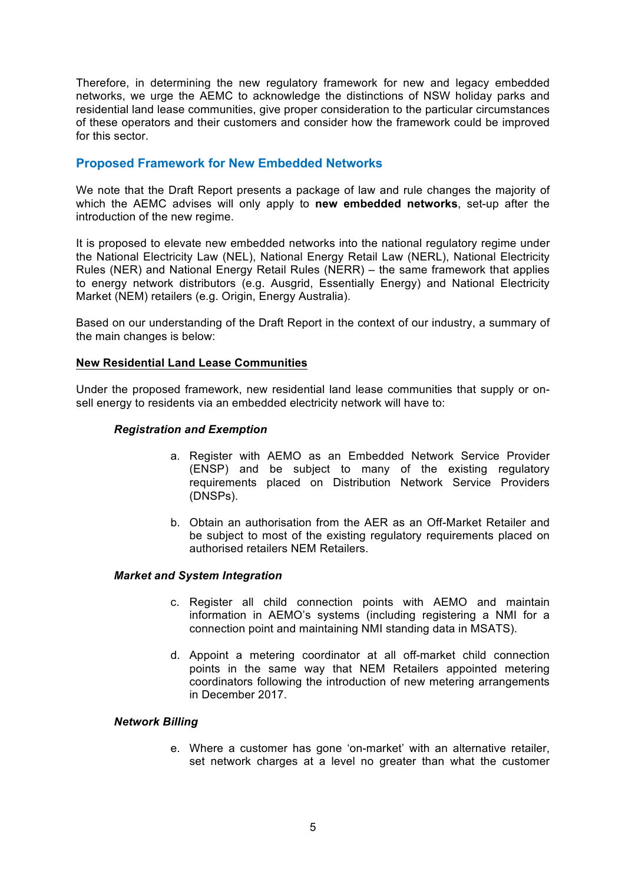Therefore, in determining the new regulatory framework for new and legacy embedded networks, we urge the AEMC to acknowledge the distinctions of NSW holiday parks and residential land lease communities, give proper consideration to the particular circumstances of these operators and their customers and consider how the framework could be improved for this sector.

## Proposed Framework for New Embedded Networks

We note that the Draft Report presents a package of law and rule changes the majority of which the AEMC advises will only apply to **new embedded networks**, set-up after the introduction of the new regime.

It is proposed to elevate new embedded networks into the national regulatory regime under the National Electricity Law (NEL), National Energy Retail Law (NERL), National Electricity Rules (NER) and National Energy Retail Rules (NERR) – the same framework that applies to energy network distributors (e.g. Ausgrid, Essentially Energy) and National Electricity Market (NEM) retailers (e.g. Origin, Energy Australia).

Based on our understanding of the Draft Report in the context of our industry, a summary of the main changes is below:

**New Residential Land Lease Communities**

Under the proposed framework, new residential land lease communities that supply or on-sell energy to residents via an embedded electricity network will have to:

***Registration and Exemption***

a. Register with AEMO as an Embedded Network Service Provider (ENSP) and be subject to many of the existing regulatory requirements placed on Distribution Network Service Providers (DNSPs).

b. Obtain an authorisation from the AER as an Off-Market Retailer and be subject to most of the existing regulatory requirements placed on authorised retailers NEM Retailers.

***Market and System Integration***

c. Register all child connection points with AEMO and maintain information in AEMO's systems (including registering a NMI for a connection point and maintaining NMI standing data in MSATS).

d. Appoint a metering coordinator at all off-market child connection points in the same way that NEM Retailers appointed metering coordinators following the introduction of new metering arrangements in December 2017.

***Network Billing***

e. Where a customer has gone 'on-market' with an alternative retailer, set network charges at a level no greater than what the customer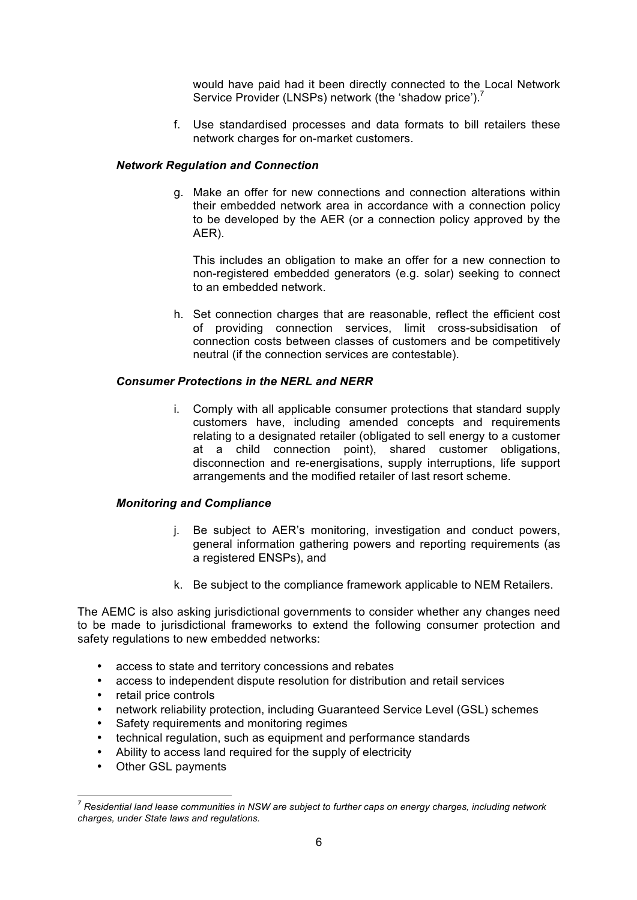would have paid had it been directly connected to the Local Network Service Provider (LNSPs) network (the 'shadow price').[7]

f. Use standardised processes and data formats to bill retailers these network charges for on-market customers.

***Network Regulation and Connection***

g. Make an offer for new connections and connection alterations within their embedded network area in accordance with a connection policy to be developed by the AER (or a connection policy approved by the AER).

   This includes an obligation to make an offer for a new connection to non-registered embedded generators (e.g. solar) seeking to connect to an embedded network.

h. Set connection charges that are reasonable, reflect the efficient cost of providing connection services, limit cross-subsidisation of connection costs between classes of customers and be competitively neutral (if the connection services are contestable).

***Consumer Protections in the NERL and NERR***

i. Comply with all applicable consumer protections that standard supply customers have, including amended concepts and requirements relating to a designated retailer (obligated to sell energy to a customer at a child connection point), shared customer obligations, disconnection and re-energisations, supply interruptions, life support arrangements and the modified retailer of last resort scheme.

***Monitoring and Compliance***

j. Be subject to AER's monitoring, investigation and conduct powers, general information gathering powers and reporting requirements (as a registered ENSPs), and

k. Be subject to the compliance framework applicable to NEM Retailers.

The AEMC is also asking jurisdictional governments to consider whether any changes need to be made to jurisdictional frameworks to extend the following consumer protection and safety regulations to new embedded networks:

- access to state and territory concessions and rebates
- access to independent dispute resolution for distribution and retail services
- retail price controls
- network reliability protection, including Guaranteed Service Level (GSL) schemes
- Safety requirements and monitoring regimes
- technical regulation, such as equipment and performance standards
- Ability to access land required for the supply of electricity
- Other GSL payments

---

[7] *Residential land lease communities in NSW are subject to further caps on energy charges, including network charges, under State laws and regulations.*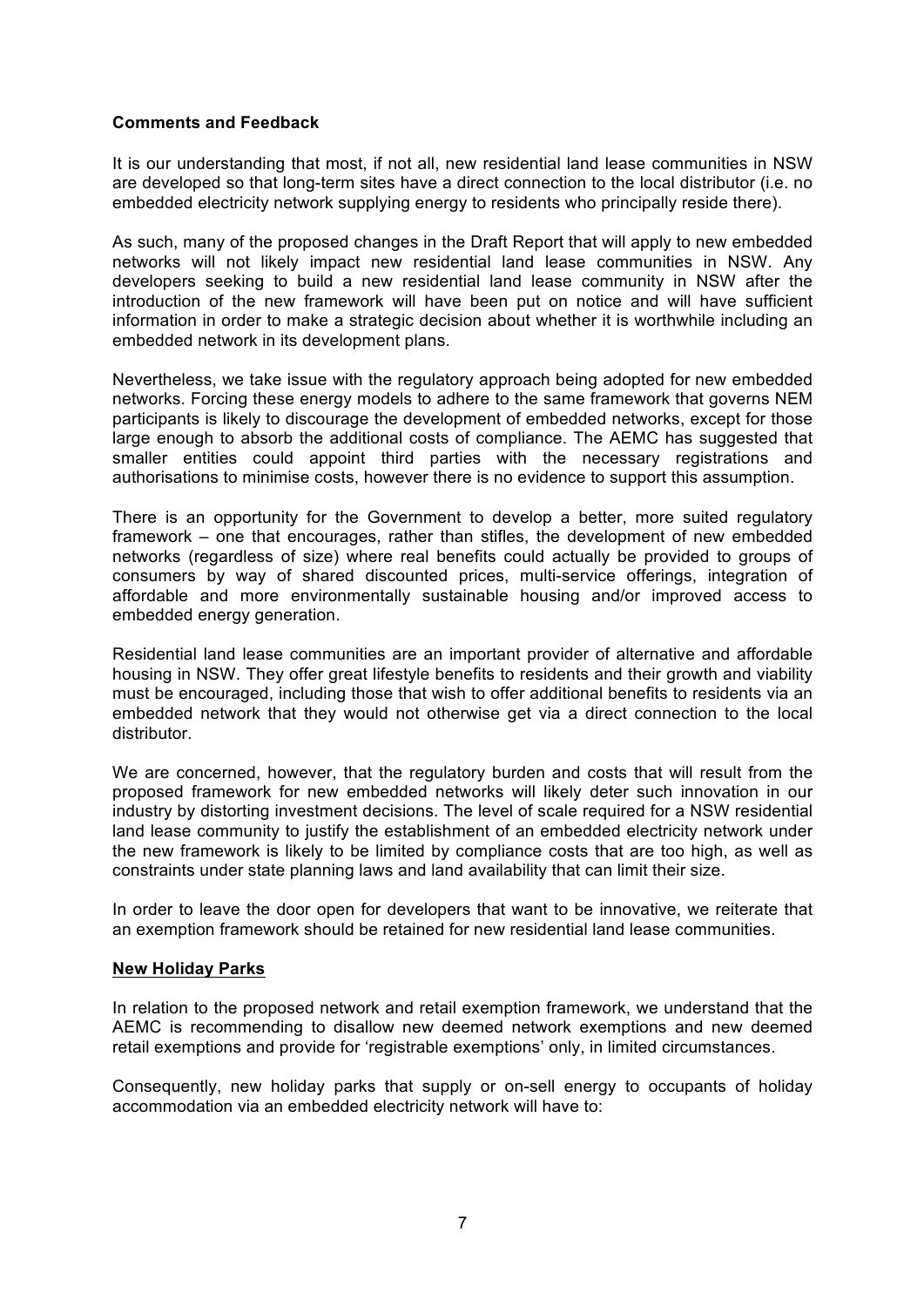**Comments and Feedback**

It is our understanding that most, if not all, new residential land lease communities in NSW are developed so that long-term sites have a direct connection to the local distributor (i.e. no embedded electricity network supplying energy to residents who principally reside there).

As such, many of the proposed changes in the Draft Report that will apply to new embedded networks will not likely impact new residential land lease communities in NSW. Any developers seeking to build a new residential land lease community in NSW after the introduction of the new framework will have been put on notice and will have sufficient information in order to make a strategic decision about whether it is worthwhile including an embedded network in its development plans.

Nevertheless, we take issue with the regulatory approach being adopted for new embedded networks. Forcing these energy models to adhere to the same framework that governs NEM participants is likely to discourage the development of embedded networks, except for those large enough to absorb the additional costs of compliance. The AEMC has suggested that smaller entities could appoint third parties with the necessary registrations and authorisations to minimise costs, however there is no evidence to support this assumption.

There is an opportunity for the Government to develop a better, more suited regulatory framework – one that encourages, rather than stifles, the development of new embedded networks (regardless of size) where real benefits could actually be provided to groups of consumers by way of shared discounted prices, multi-service offerings, integration of affordable and more environmentally sustainable housing and/or improved access to embedded energy generation.

Residential land lease communities are an important provider of alternative and affordable housing in NSW. They offer great lifestyle benefits to residents and their growth and viability must be encouraged, including those that wish to offer additional benefits to residents via an embedded network that they would not otherwise get via a direct connection to the local distributor.

We are concerned, however, that the regulatory burden and costs that will result from the proposed framework for new embedded networks will likely deter such innovation in our industry by distorting investment decisions. The level of scale required for a NSW residential land lease community to justify the establishment of an embedded electricity network under the new framework is likely to be limited by compliance costs that are too high, as well as constraints under state planning laws and land availability that can limit their size.

In order to leave the door open for developers that want to be innovative, we reiterate that an exemption framework should be retained for new residential land lease communities.

**New Holiday Parks**

In relation to the proposed network and retail exemption framework, we understand that the AEMC is recommending to disallow new deemed network exemptions and new deemed retail exemptions and provide for 'registrable exemptions' only, in limited circumstances.

Consequently, new holiday parks that supply or on-sell energy to occupants of holiday accommodation via an embedded electricity network will have to: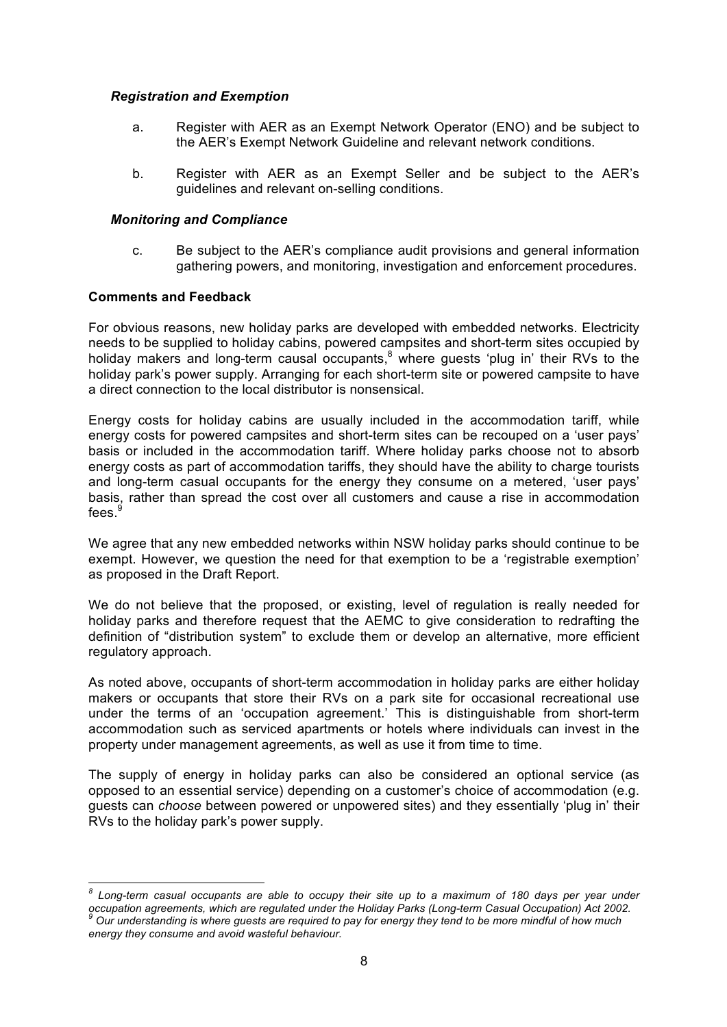***Registration and Exemption***

a. Register with AER as an Exempt Network Operator (ENO) and be subject to the AER's Exempt Network Guideline and relevant network conditions.

b. Register with AER as an Exempt Seller and be subject to the AER's guidelines and relevant on-selling conditions.

***Monitoring and Compliance***

c. Be subject to the AER's compliance audit provisions and general information gathering powers, and monitoring, investigation and enforcement procedures.

**Comments and Feedback**

For obvious reasons, new holiday parks are developed with embedded networks. Electricity needs to be supplied to holiday cabins, powered campsites and short-term sites occupied by holiday makers and long-term causal occupants,[8] where guests 'plug in' their RVs to the holiday park's power supply. Arranging for each short-term site or powered campsite to have a direct connection to the local distributor is nonsensical.

Energy costs for holiday cabins are usually included in the accommodation tariff, while energy costs for powered campsites and short-term sites can be recouped on a 'user pays' basis or included in the accommodation tariff. Where holiday parks choose not to absorb energy costs as part of accommodation tariffs, they should have the ability to charge tourists and long-term casual occupants for the energy they consume on a metered, 'user pays' basis, rather than spread the cost over all customers and cause a rise in accommodation fees.[9]

We agree that any new embedded networks within NSW holiday parks should continue to be exempt. However, we question the need for that exemption to be a 'registrable exemption' as proposed in the Draft Report.

We do not believe that the proposed, or existing, level of regulation is really needed for holiday parks and therefore request that the AEMC to give consideration to redrafting the definition of "distribution system" to exclude them or develop an alternative, more efficient regulatory approach.

As noted above, occupants of short-term accommodation in holiday parks are either holiday makers or occupants that store their RVs on a park site for occasional recreational use under the terms of an 'occupation agreement.' This is distinguishable from short-term accommodation such as serviced apartments or hotels where individuals can invest in the property under management agreements, as well as use it from time to time.

The supply of energy in holiday parks can also be considered an optional service (as opposed to an essential service) depending on a customer's choice of accommodation (e.g. guests can *choose* between powered or unpowered sites) and they essentially 'plug in' their RVs to the holiday park's power supply.

---

*[8] Long-term casual occupants are able to occupy their site up to a maximum of 180 days per year under occupation agreements, which are regulated under the Holiday Parks (Long-term Casual Occupation) Act 2002.*

*[9] Our understanding is where guests are required to pay for energy they tend to be more mindful of how much energy they consume and avoid wasteful behaviour.*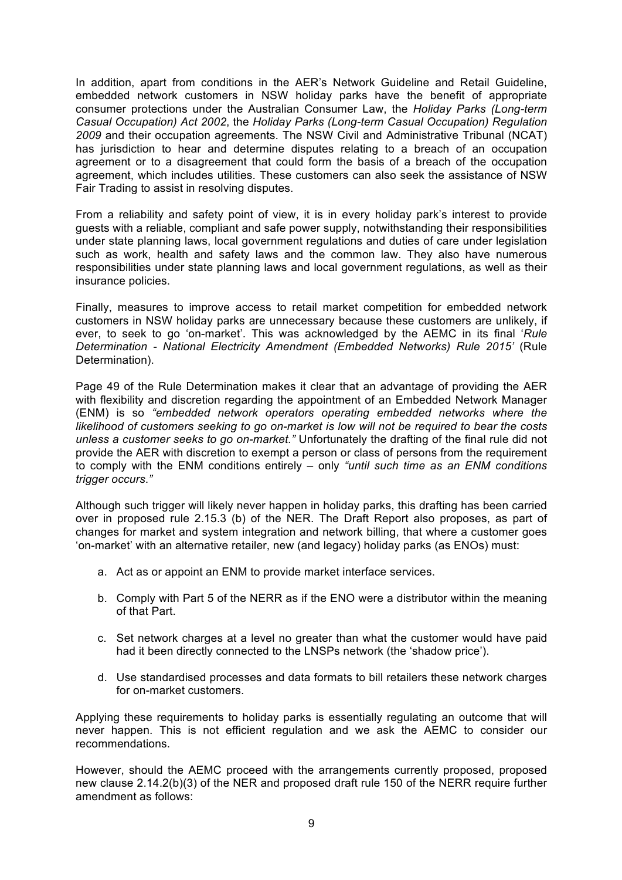In addition, apart from conditions in the AER's Network Guideline and Retail Guideline, embedded network customers in NSW holiday parks have the benefit of appropriate consumer protections under the Australian Consumer Law, the *Holiday Parks (Long-term Casual Occupation) Act 2002*, the *Holiday Parks (Long-term Casual Occupation) Regulation 2009* and their occupation agreements. The NSW Civil and Administrative Tribunal (NCAT) has jurisdiction to hear and determine disputes relating to a breach of an occupation agreement or to a disagreement that could form the basis of a breach of the occupation agreement, which includes utilities. These customers can also seek the assistance of NSW Fair Trading to assist in resolving disputes.

From a reliability and safety point of view, it is in every holiday park's interest to provide guests with a reliable, compliant and safe power supply, notwithstanding their responsibilities under state planning laws, local government regulations and duties of care under legislation such as work, health and safety laws and the common law. They also have numerous responsibilities under state planning laws and local government regulations, as well as their insurance policies.

Finally, measures to improve access to retail market competition for embedded network customers in NSW holiday parks are unnecessary because these customers are unlikely, if ever, to seek to go 'on-market'. This was acknowledged by the AEMC in its final '*Rule Determination - National Electricity Amendment (Embedded Networks) Rule 2015*' (Rule Determination).

Page 49 of the Rule Determination makes it clear that an advantage of providing the AER with flexibility and discretion regarding the appointment of an Embedded Network Manager (ENM) is so *"embedded network operators operating embedded networks where the likelihood of customers seeking to go on-market is low will not be required to bear the costs unless a customer seeks to go on-market."* Unfortunately the drafting of the final rule did not provide the AER with discretion to exempt a person or class of persons from the requirement to comply with the ENM conditions entirely – only *"until such time as an ENM conditions trigger occurs."*

Although such trigger will likely never happen in holiday parks, this drafting has been carried over in proposed rule 2.15.3 (b) of the NER. The Draft Report also proposes, as part of changes for market and system integration and network billing, that where a customer goes 'on-market' with an alternative retailer, new (and legacy) holiday parks (as ENOs) must:

a. Act as or appoint an ENM to provide market interface services.

b. Comply with Part 5 of the NERR as if the ENO were a distributor within the meaning of that Part.

c. Set network charges at a level no greater than what the customer would have paid had it been directly connected to the LNSPs network (the 'shadow price').

d. Use standardised processes and data formats to bill retailers these network charges for on-market customers.

Applying these requirements to holiday parks is essentially regulating an outcome that will never happen. This is not efficient regulation and we ask the AEMC to consider our recommendations.

However, should the AEMC proceed with the arrangements currently proposed, proposed new clause 2.14.2(b)(3) of the NER and proposed draft rule 150 of the NERR require further amendment as follows: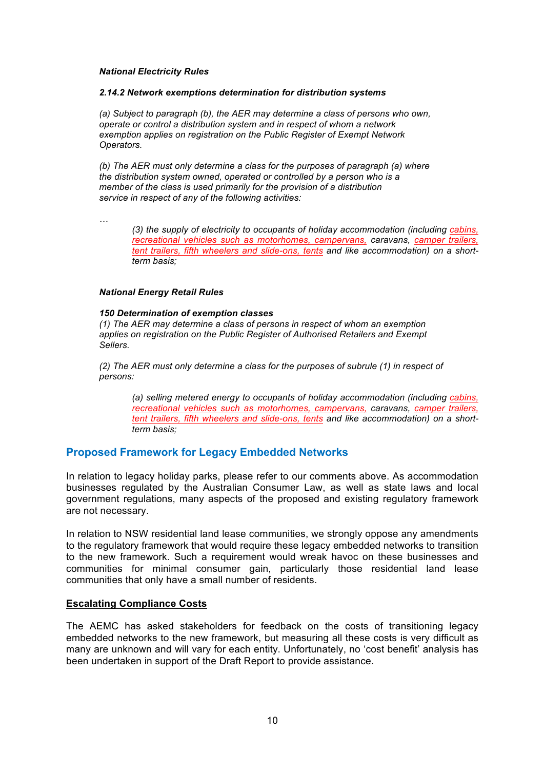***National Electricity Rules***

***2.14.2 Network exemptions determination for distribution systems***

*(a) Subject to paragraph (b), the AER may determine a class of persons who own, operate or control a distribution system and in respect of whom a network exemption applies on registration on the Public Register of Exempt Network Operators.*

*(b) The AER must only determine a class for the purposes of paragraph (a) where the distribution system owned, operated or controlled by a person who is a member of the class is used primarily for the provision of a distribution service in respect of any of the following activities:*

*…*

> *(3) the supply of electricity to occupants of holiday accommodation (including cabins, recreational vehicles such as motorhomes, campervans, caravans, camper trailers, tent trailers, fifth wheelers and slide-ons, tents and like accommodation) on a short-term basis;*

***National Energy Retail Rules***

***150 Determination of exemption classes***

*(1) The AER may determine a class of persons in respect of whom an exemption applies on registration on the Public Register of Authorised Retailers and Exempt Sellers.*

*(2) The AER must only determine a class for the purposes of subrule (1) in respect of persons:*

> *(a) selling metered energy to occupants of holiday accommodation (including cabins, recreational vehicles such as motorhomes, campervans, caravans, camper trailers, tent trailers, fifth wheelers and slide-ons, tents and like accommodation) on a short-term basis;*

## Proposed Framework for Legacy Embedded Networks

In relation to legacy holiday parks, please refer to our comments above. As accommodation businesses regulated by the Australian Consumer Law, as well as state laws and local government regulations, many aspects of the proposed and existing regulatory framework are not necessary.

In relation to NSW residential land lease communities, we strongly oppose any amendments to the regulatory framework that would require these legacy embedded networks to transition to the new framework. Such a requirement would wreak havoc on these businesses and communities for minimal consumer gain, particularly those residential land lease communities that only have a small number of residents.

**Escalating Compliance Costs**

The AEMC has asked stakeholders for feedback on the costs of transitioning legacy embedded networks to the new framework, but measuring all these costs is very difficult as many are unknown and will vary for each entity. Unfortunately, no 'cost benefit' analysis has been undertaken in support of the Draft Report to provide assistance.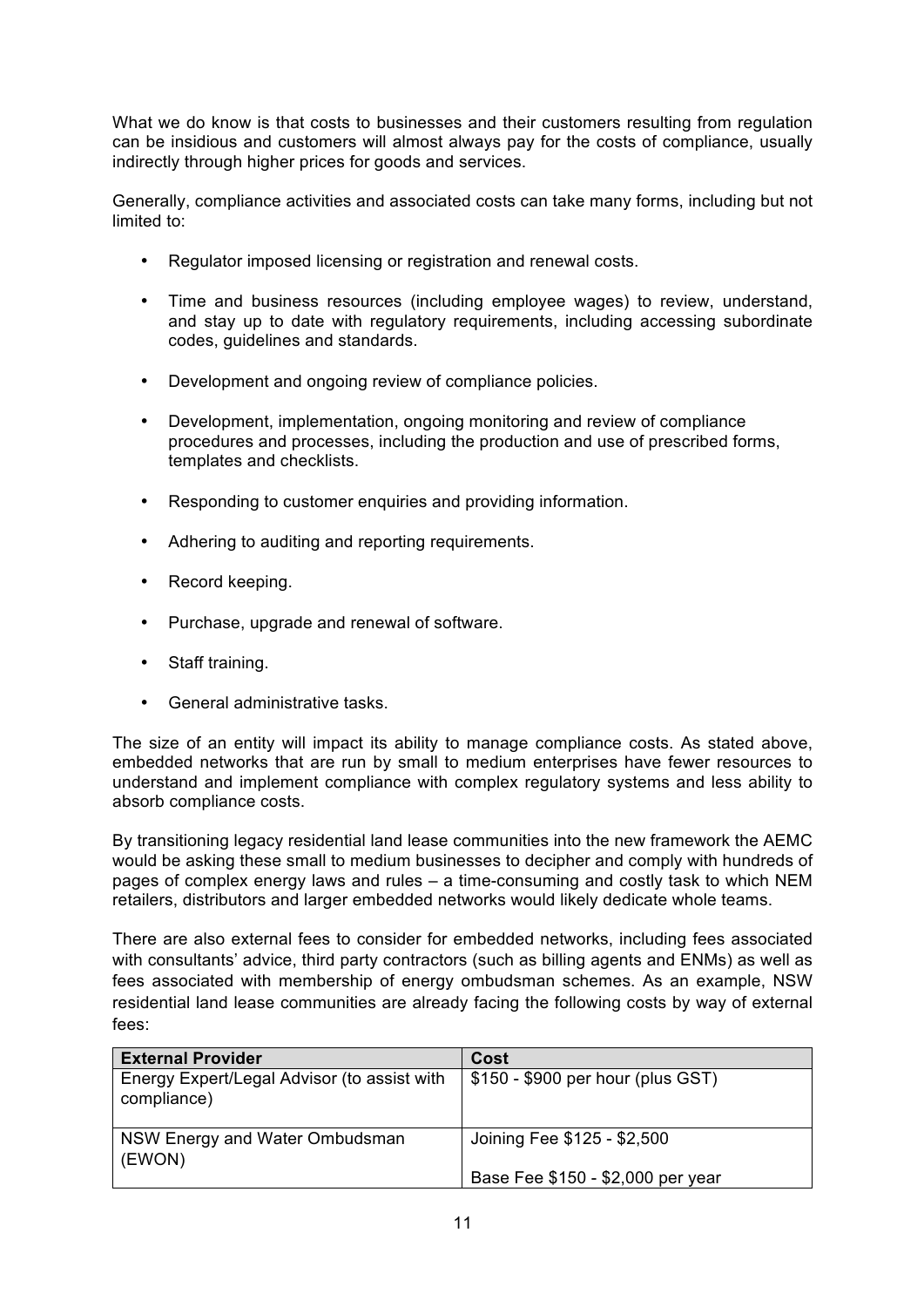What we do know is that costs to businesses and their customers resulting from regulation can be insidious and customers will almost always pay for the costs of compliance, usually indirectly through higher prices for goods and services.

Generally, compliance activities and associated costs can take many forms, including but not limited to:

- Regulator imposed licensing or registration and renewal costs.
- Time and business resources (including employee wages) to review, understand, and stay up to date with regulatory requirements, including accessing subordinate codes, guidelines and standards.
- Development and ongoing review of compliance policies.
- Development, implementation, ongoing monitoring and review of compliance procedures and processes, including the production and use of prescribed forms, templates and checklists.
- Responding to customer enquiries and providing information.
- Adhering to auditing and reporting requirements.
- Record keeping.
- Purchase, upgrade and renewal of software.
- Staff training.
- General administrative tasks.

The size of an entity will impact its ability to manage compliance costs. As stated above, embedded networks that are run by small to medium enterprises have fewer resources to understand and implement compliance with complex regulatory systems and less ability to absorb compliance costs.

By transitioning legacy residential land lease communities into the new framework the AEMC would be asking these small to medium businesses to decipher and comply with hundreds of pages of complex energy laws and rules – a time-consuming and costly task to which NEM retailers, distributors and larger embedded networks would likely dedicate whole teams.

There are also external fees to consider for embedded networks, including fees associated with consultants' advice, third party contractors (such as billing agents and ENMs) as well as fees associated with membership of energy ombudsman schemes. As an example, NSW residential land lease communities are already facing the following costs by way of external fees:

| **External Provider** | **Cost** |
| --- | --- |
| Energy Expert/Legal Advisor (to assist with compliance) | $150 - $900 per hour (plus GST) |
| NSW Energy and Water Ombudsman (EWON) | Joining Fee $125 - $2,500<br><br>Base Fee $150 - $2,000 per year |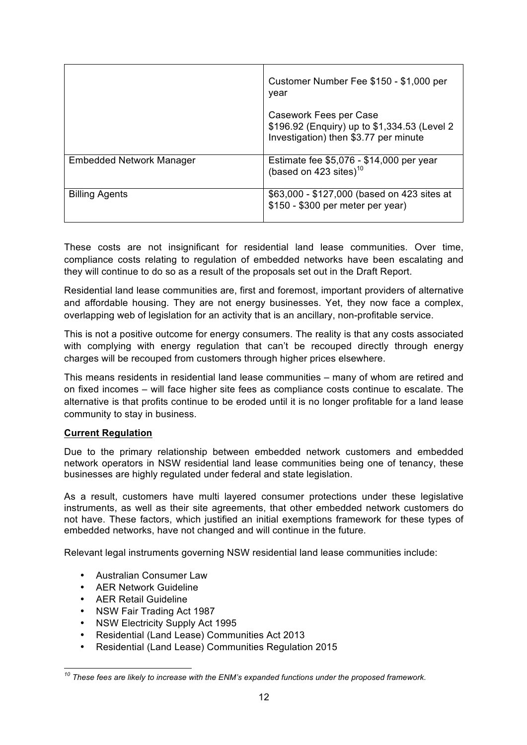| | |
|---|---|
| | Customer Number Fee \$150 - \$1,000 per year<br><br>Casework Fees per Case<br>\$196.92 (Enquiry) up to \$1,334.53 (Level 2 Investigation) then \$3.77 per minute |
| Embedded Network Manager | Estimate fee \$5,076 - \$14,000 per year (based on 423 sites)[10] |
| Billing Agents | \$63,000 - \$127,000 (based on 423 sites at \$150 - \$300 per meter per year) |

These costs are not insignificant for residential land lease communities. Over time, compliance costs relating to regulation of embedded networks have been escalating and they will continue to do so as a result of the proposals set out in the Draft Report.

Residential land lease communities are, first and foremost, important providers of alternative and affordable housing. They are not energy businesses. Yet, they now face a complex, overlapping web of legislation for an activity that is an ancillary, non-profitable service.

This is not a positive outcome for energy consumers. The reality is that any costs associated with complying with energy regulation that can't be recouped directly through energy charges will be recouped from customers through higher prices elsewhere.

This means residents in residential land lease communities – many of whom are retired and on fixed incomes – will face higher site fees as compliance costs continue to escalate. The alternative is that profits continue to be eroded until it is no longer profitable for a land lease community to stay in business.

**<u>Current Regulation</u>**

Due to the primary relationship between embedded network customers and embedded network operators in NSW residential land lease communities being one of tenancy, these businesses are highly regulated under federal and state legislation.

As a result, customers have multi layered consumer protections under these legislative instruments, as well as their site agreements, that other embedded network customers do not have. These factors, which justified an initial exemptions framework for these types of embedded networks, have not changed and will continue in the future.

Relevant legal instruments governing NSW residential land lease communities include:

- Australian Consumer Law
- AER Network Guideline
- AER Retail Guideline
- NSW Fair Trading Act 1987
- NSW Electricity Supply Act 1995
- Residential (Land Lease) Communities Act 2013
- Residential (Land Lease) Communities Regulation 2015

---

[10] *These fees are likely to increase with the ENM's expanded functions under the proposed framework.*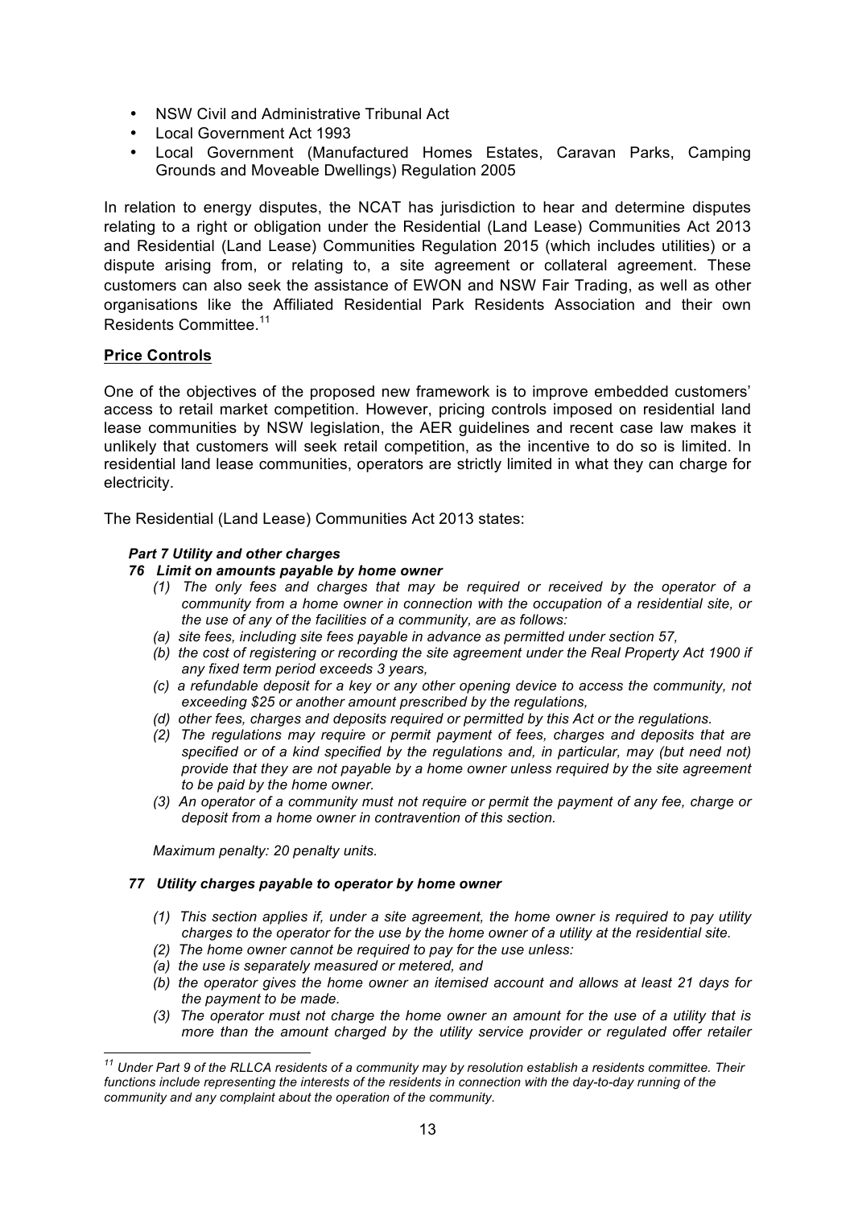- NSW Civil and Administrative Tribunal Act
- Local Government Act 1993
- Local Government (Manufactured Homes Estates, Caravan Parks, Camping Grounds and Moveable Dwellings) Regulation 2005

In relation to energy disputes, the NCAT has jurisdiction to hear and determine disputes relating to a right or obligation under the Residential (Land Lease) Communities Act 2013 and Residential (Land Lease) Communities Regulation 2015 (which includes utilities) or a dispute arising from, or relating to, a site agreement or collateral agreement. These customers can also seek the assistance of EWON and NSW Fair Trading, as well as other organisations like the Affiliated Residential Park Residents Association and their own Residents Committee.[11]

**Price Controls**

One of the objectives of the proposed new framework is to improve embedded customers' access to retail market competition. However, pricing controls imposed on residential land lease communities by NSW legislation, the AER guidelines and recent case law makes it unlikely that customers will seek retail competition, as the incentive to do so is limited. In residential land lease communities, operators are strictly limited in what they can charge for electricity.

The Residential (Land Lease) Communities Act 2013 states:

***Part 7 Utility and other charges***

***76 Limit on amounts payable by home owner***

*(1) The only fees and charges that may be required or received by the operator of a community from a home owner in connection with the occupation of a residential site, or the use of any of the facilities of a community, are as follows:*

*(a) site fees, including site fees payable in advance as permitted under section 57,*

*(b) the cost of registering or recording the site agreement under the Real Property Act 1900 if any fixed term period exceeds 3 years,*

*(c) a refundable deposit for a key or any other opening device to access the community, not exceeding $25 or another amount prescribed by the regulations,*

*(d) other fees, charges and deposits required or permitted by this Act or the regulations.*

*(2) The regulations may require or permit payment of fees, charges and deposits that are specified or of a kind specified by the regulations and, in particular, may (but need not) provide that they are not payable by a home owner unless required by the site agreement to be paid by the home owner.*

*(3) An operator of a community must not require or permit the payment of any fee, charge or deposit from a home owner in contravention of this section.*

*Maximum penalty: 20 penalty units.*

***77 Utility charges payable to operator by home owner***

*(1) This section applies if, under a site agreement, the home owner is required to pay utility charges to the operator for the use by the home owner of a utility at the residential site.*

*(2) The home owner cannot be required to pay for the use unless:*

*(a) the use is separately measured or metered, and*

*(b) the operator gives the home owner an itemised account and allows at least 21 days for the payment to be made.*

*(3) The operator must not charge the home owner an amount for the use of a utility that is more than the amount charged by the utility service provider or regulated offer retailer*

[11] *Under Part 9 of the RLLCA residents of a community may by resolution establish a residents committee. Their functions include representing the interests of the residents in connection with the day-to-day running of the community and any complaint about the operation of the community.*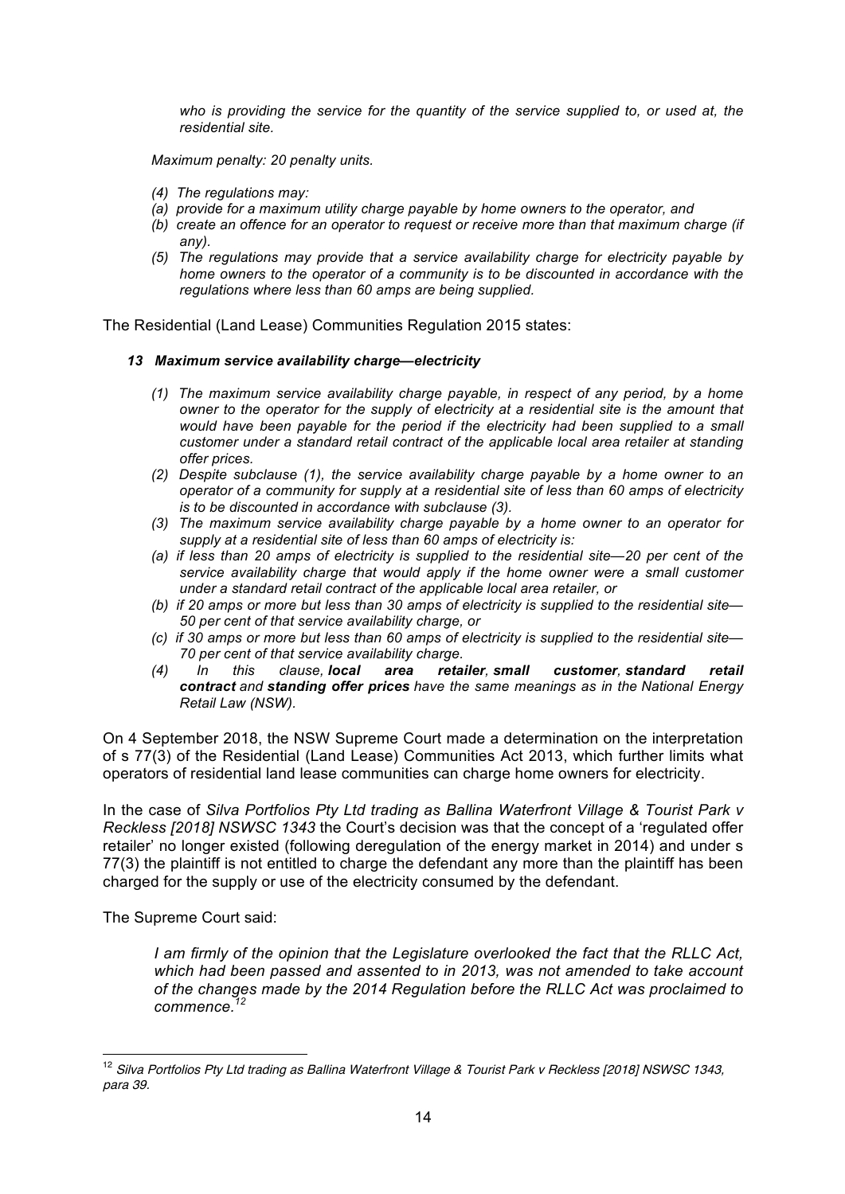*who is providing the service for the quantity of the service supplied to, or used at, the residential site.*

*Maximum penalty: 20 penalty units.*

*(4) The regulations may:*
*(a) provide for a maximum utility charge payable by home owners to the operator, and*
*(b) create an offence for an operator to request or receive more than that maximum charge (if any).*
*(5) The regulations may provide that a service availability charge for electricity payable by home owners to the operator of a community is to be discounted in accordance with the regulations where less than 60 amps are being supplied.*

The Residential (Land Lease) Communities Regulation 2015 states:

***13 Maximum service availability charge—electricity***

*(1) The maximum service availability charge payable, in respect of any period, by a home owner to the operator for the supply of electricity at a residential site is the amount that would have been payable for the period if the electricity had been supplied to a small customer under a standard retail contract of the applicable local area retailer at standing offer prices.*
*(2) Despite subclause (1), the service availability charge payable by a home owner to an operator of a community for supply at a residential site of less than 60 amps of electricity is to be discounted in accordance with subclause (3).*
*(3) The maximum service availability charge payable by a home owner to an operator for supply at a residential site of less than 60 amps of electricity is:*
*(a) if less than 20 amps of electricity is supplied to the residential site—20 per cent of the service availability charge that would apply if the home owner were a small customer under a standard retail contract of the applicable local area retailer, or*
*(b) if 20 amps or more but less than 30 amps of electricity is supplied to the residential site—50 per cent of that service availability charge, or*
*(c) if 30 amps or more but less than 60 amps of electricity is supplied to the residential site—70 per cent of that service availability charge.*
*(4) In this clause, **local area retailer**, **small customer**, **standard retail contract** and **standing offer prices** have the same meanings as in the National Energy Retail Law (NSW).*

On 4 September 2018, the NSW Supreme Court made a determination on the interpretation of s 77(3) of the Residential (Land Lease) Communities Act 2013, which further limits what operators of residential land lease communities can charge home owners for electricity.

In the case of *Silva Portfolios Pty Ltd trading as Ballina Waterfront Village & Tourist Park v Reckless [2018] NSWSC 1343* the Court's decision was that the concept of a 'regulated offer retailer' no longer existed (following deregulation of the energy market in 2014) and under s 77(3) the plaintiff is not entitled to charge the defendant any more than the plaintiff has been charged for the supply or use of the electricity consumed by the defendant.

The Supreme Court said:

> *I am firmly of the opinion that the Legislature overlooked the fact that the RLLC Act, which had been passed and assented to in 2013, was not amended to take account of the changes made by the 2014 Regulation before the RLLC Act was proclaimed to commence.*[12]

---

[12] *Silva Portfolios Pty Ltd trading as Ballina Waterfront Village & Tourist Park v Reckless [2018] NSWSC 1343, para 39.*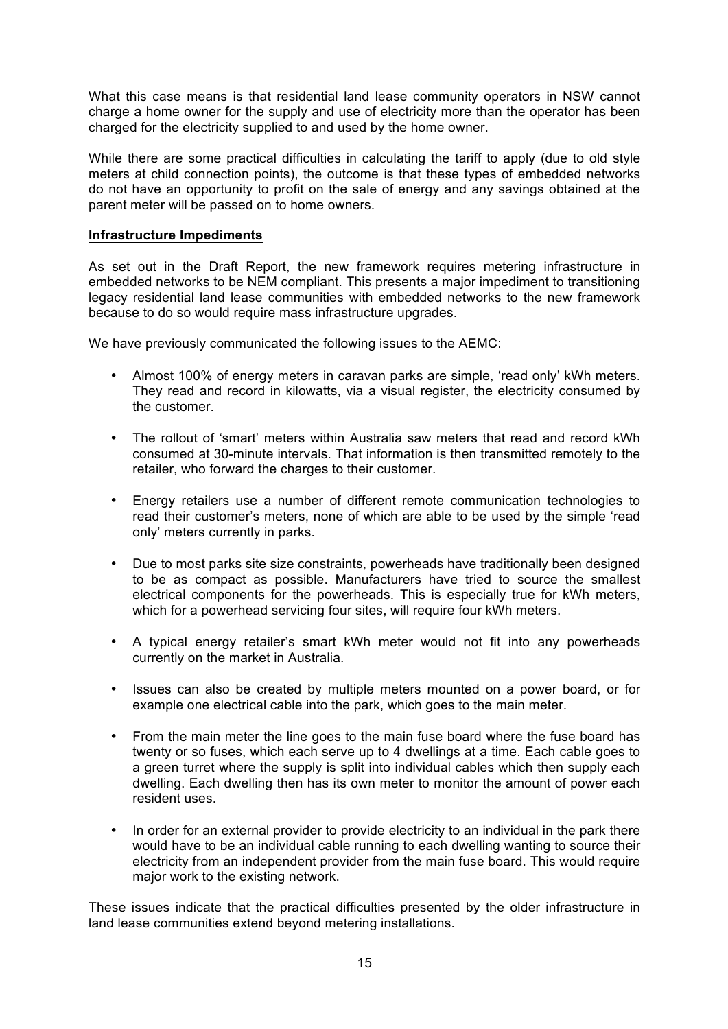What this case means is that residential land lease community operators in NSW cannot charge a home owner for the supply and use of electricity more than the operator has been charged for the electricity supplied to and used by the home owner.

While there are some practical difficulties in calculating the tariff to apply (due to old style meters at child connection points), the outcome is that these types of embedded networks do not have an opportunity to profit on the sale of energy and any savings obtained at the parent meter will be passed on to home owners.

**Infrastructure Impediments**

As set out in the Draft Report, the new framework requires metering infrastructure in embedded networks to be NEM compliant. This presents a major impediment to transitioning legacy residential land lease communities with embedded networks to the new framework because to do so would require mass infrastructure upgrades.

We have previously communicated the following issues to the AEMC:

- Almost 100% of energy meters in caravan parks are simple, 'read only' kWh meters. They read and record in kilowatts, via a visual register, the electricity consumed by the customer.
- The rollout of 'smart' meters within Australia saw meters that read and record kWh consumed at 30-minute intervals. That information is then transmitted remotely to the retailer, who forward the charges to their customer.
- Energy retailers use a number of different remote communication technologies to read their customer's meters, none of which are able to be used by the simple 'read only' meters currently in parks.
- Due to most parks site size constraints, powerheads have traditionally been designed to be as compact as possible. Manufacturers have tried to source the smallest electrical components for the powerheads. This is especially true for kWh meters, which for a powerhead servicing four sites, will require four kWh meters.
- A typical energy retailer's smart kWh meter would not fit into any powerheads currently on the market in Australia.
- Issues can also be created by multiple meters mounted on a power board, or for example one electrical cable into the park, which goes to the main meter.
- From the main meter the line goes to the main fuse board where the fuse board has twenty or so fuses, which each serve up to 4 dwellings at a time. Each cable goes to a green turret where the supply is split into individual cables which then supply each dwelling. Each dwelling then has its own meter to monitor the amount of power each resident uses.
- In order for an external provider to provide electricity to an individual in the park there would have to be an individual cable running to each dwelling wanting to source their electricity from an independent provider from the main fuse board. This would require major work to the existing network.

These issues indicate that the practical difficulties presented by the older infrastructure in land lease communities extend beyond metering installations.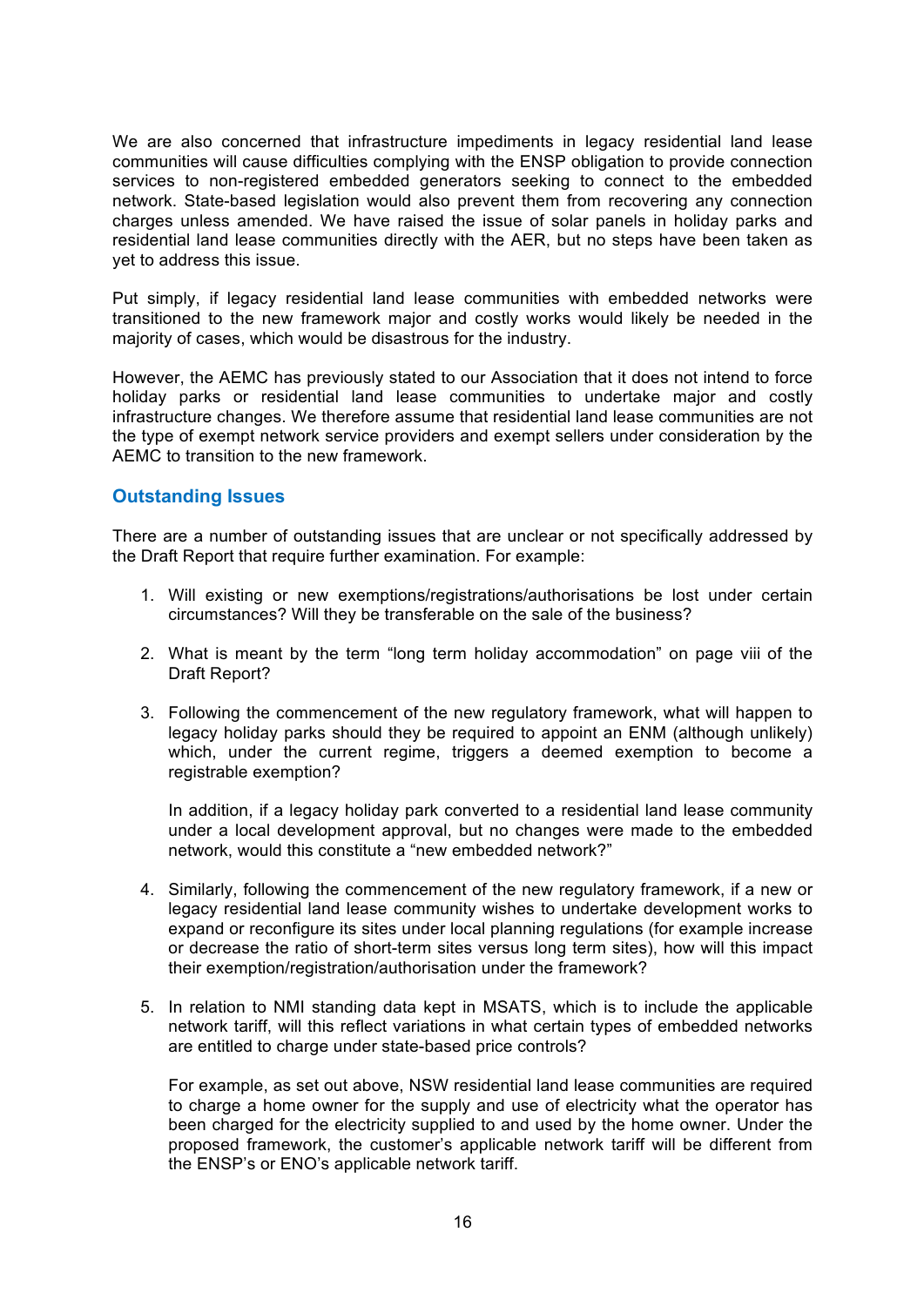We are also concerned that infrastructure impediments in legacy residential land lease communities will cause difficulties complying with the ENSP obligation to provide connection services to non-registered embedded generators seeking to connect to the embedded network. State-based legislation would also prevent them from recovering any connection charges unless amended. We have raised the issue of solar panels in holiday parks and residential land lease communities directly with the AER, but no steps have been taken as yet to address this issue.

Put simply, if legacy residential land lease communities with embedded networks were transitioned to the new framework major and costly works would likely be needed in the majority of cases, which would be disastrous for the industry.

However, the AEMC has previously stated to our Association that it does not intend to force holiday parks or residential land lease communities to undertake major and costly infrastructure changes. We therefore assume that residential land lease communities are not the type of exempt network service providers and exempt sellers under consideration by the AEMC to transition to the new framework.

## Outstanding Issues

There are a number of outstanding issues that are unclear or not specifically addressed by the Draft Report that require further examination. For example:

1. Will existing or new exemptions/registrations/authorisations be lost under certain circumstances? Will they be transferable on the sale of the business?

2. What is meant by the term "long term holiday accommodation" on page viii of the Draft Report?

3. Following the commencement of the new regulatory framework, what will happen to legacy holiday parks should they be required to appoint an ENM (although unlikely) which, under the current regime, triggers a deemed exemption to become a registrable exemption?

   In addition, if a legacy holiday park converted to a residential land lease community under a local development approval, but no changes were made to the embedded network, would this constitute a "new embedded network?"

4. Similarly, following the commencement of the new regulatory framework, if a new or legacy residential land lease community wishes to undertake development works to expand or reconfigure its sites under local planning regulations (for example increase or decrease the ratio of short-term sites versus long term sites), how will this impact their exemption/registration/authorisation under the framework?

5. In relation to NMI standing data kept in MSATS, which is to include the applicable network tariff, will this reflect variations in what certain types of embedded networks are entitled to charge under state-based price controls?

   For example, as set out above, NSW residential land lease communities are required to charge a home owner for the supply and use of electricity what the operator has been charged for the electricity supplied to and used by the home owner. Under the proposed framework, the customer's applicable network tariff will be different from the ENSP's or ENO's applicable network tariff.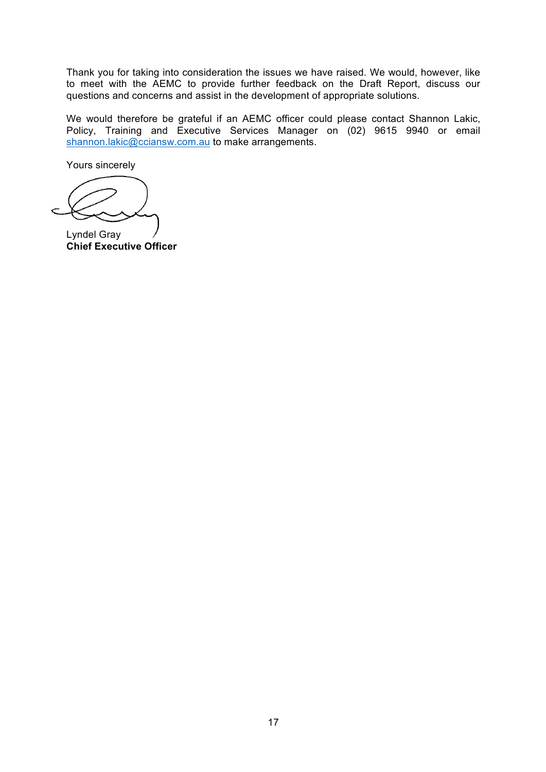Thank you for taking into consideration the issues we have raised. We would, however, like to meet with the AEMC to provide further feedback on the Draft Report, discuss our questions and concerns and assist in the development of appropriate solutions.

We would therefore be grateful if an AEMC officer could please contact Shannon Lakic, Policy, Training and Executive Services Manager on (02) 9615 9940 or email shannon.lakic@cciansw.com.au to make arrangements.

Yours sincerely

Lyndel Gray
**Chief Executive Officer**